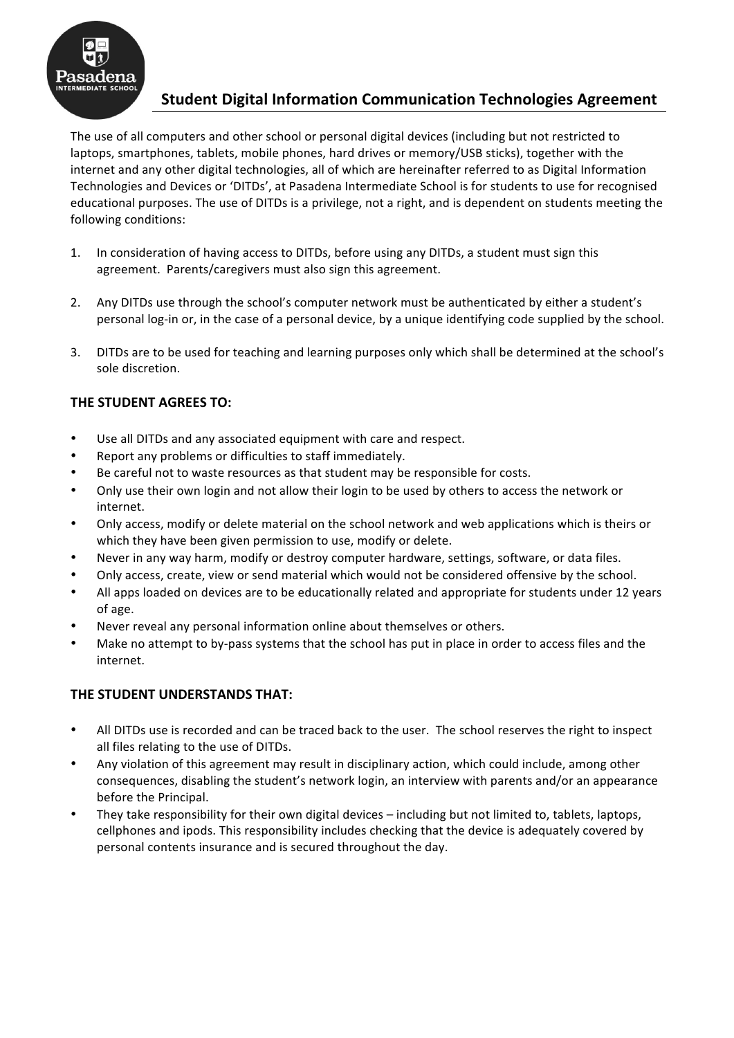# Student Digital Information Communication Technologies Agreement

The use of all computers and other school or personal digital devices (including but not restricted to laptops, smartphones, tablets, mobile phones, hard drives or memory/USB sticks), together with the internet and any other digital technologies, all of which are hereinafter referred to as Digital Information Technologies and Devices or 'DITDs', at Pasadena Intermediate School is for students to use for recognised educational purposes. The use of DITDs is a privilege, not a right, and is dependent on students meeting the following conditions:

1. In consideration of having access to DITDs, before using any DITDs, a student must sign this agreement. Parents/caregivers must also sign this agreement.

2. Any DITDs use through the school's computer network must be authenticated by either a student's personal log-in or, in the case of a personal device, by a unique identifying code supplied by the school.

3. DITDs are to be used for teaching and learning purposes only which shall be determined at the school's sole discretion.

**THE STUDENT AGREES TO:**

- Use all DITDs and any associated equipment with care and respect.
- Report any problems or difficulties to staff immediately.
- Be careful not to waste resources as that student may be responsible for costs.
- Only use their own login and not allow their login to be used by others to access the network or internet.
- Only access, modify or delete material on the school network and web applications which is theirs or which they have been given permission to use, modify or delete.
- Never in any way harm, modify or destroy computer hardware, settings, software, or data files.
- Only access, create, view or send material which would not be considered offensive by the school.
- All apps loaded on devices are to be educationally related and appropriate for students under 12 years of age.
- Never reveal any personal information online about themselves or others.
- Make no attempt to by-pass systems that the school has put in place in order to access files and the internet.

**THE STUDENT UNDERSTANDS THAT:**

- All DITDs use is recorded and can be traced back to the user. The school reserves the right to inspect all files relating to the use of DITDs.
- Any violation of this agreement may result in disciplinary action, which could include, among other consequences, disabling the student's network login, an interview with parents and/or an appearance before the Principal.
- They take responsibility for their own digital devices – including but not limited to, tablets, laptops, cellphones and ipods. This responsibility includes checking that the device is adequately covered by personal contents insurance and is secured throughout the day.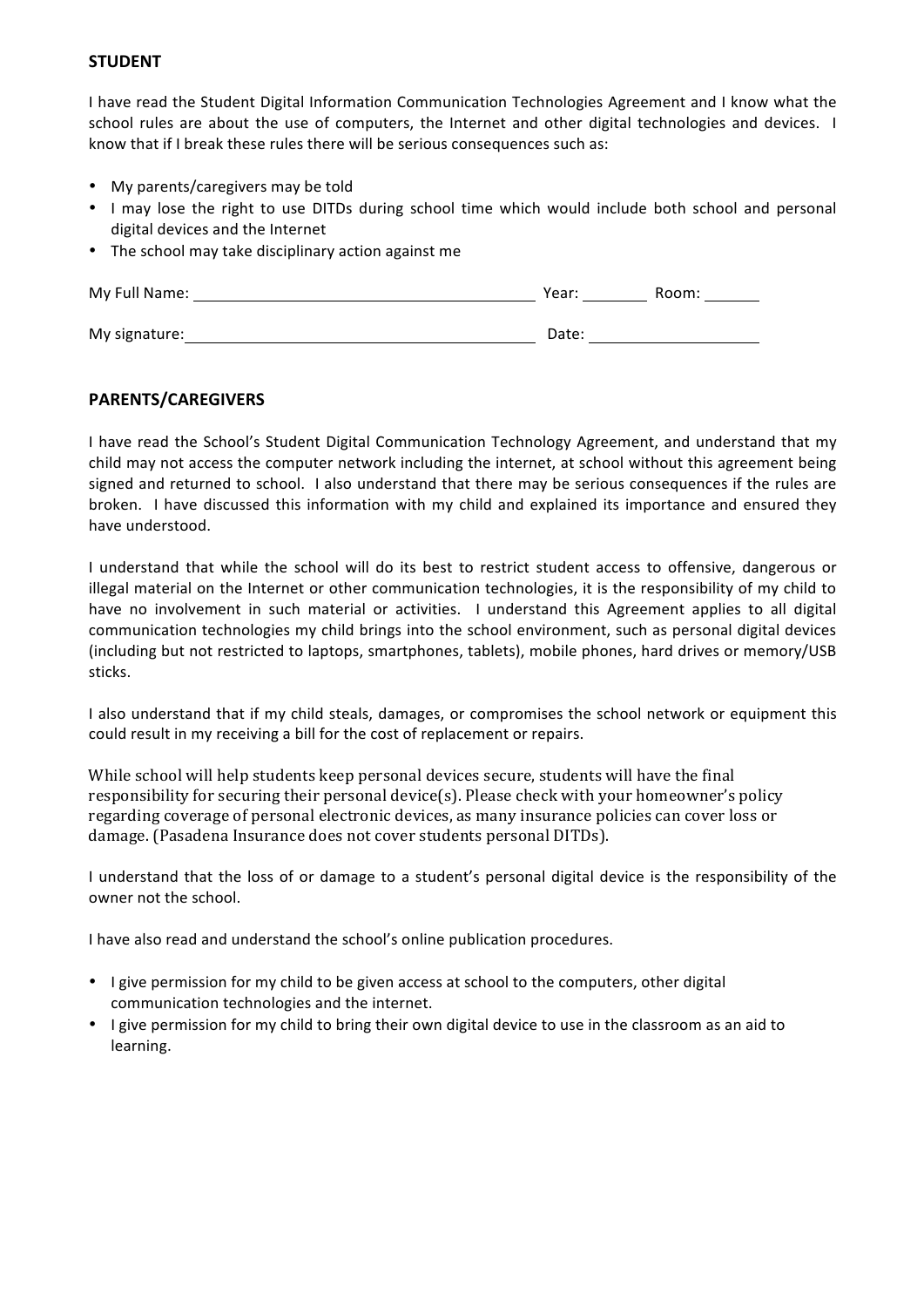## STUDENT

I have read the Student Digital Information Communication Technologies Agreement and I know what the school rules are about the use of computers, the Internet and other digital technologies and devices. I know that if I break these rules there will be serious consequences such as:

- My parents/caregivers may be told
- I may lose the right to use DITDs during school time which would include both school and personal digital devices and the Internet
- The school may take disciplinary action against me

My Full Name: ________________________________________ Year: ________ Room: _______

My signature: ________________________________________ Date: ____________________

## PARENTS/CAREGIVERS

I have read the School's Student Digital Communication Technology Agreement, and understand that my child may not access the computer network including the internet, at school without this agreement being signed and returned to school. I also understand that there may be serious consequences if the rules are broken. I have discussed this information with my child and explained its importance and ensured they have understood.

I understand that while the school will do its best to restrict student access to offensive, dangerous or illegal material on the Internet or other communication technologies, it is the responsibility of my child to have no involvement in such material or activities. I understand this Agreement applies to all digital communication technologies my child brings into the school environment, such as personal digital devices (including but not restricted to laptops, smartphones, tablets), mobile phones, hard drives or memory/USB sticks.

I also understand that if my child steals, damages, or compromises the school network or equipment this could result in my receiving a bill for the cost of replacement or repairs.

While school will help students keep personal devices secure, students will have the final responsibility for securing their personal device(s). Please check with your homeowner's policy regarding coverage of personal electronic devices, as many insurance policies can cover loss or damage. (Pasadena Insurance does not cover students personal DITDs).

I understand that the loss of or damage to a student's personal digital device is the responsibility of the owner not the school.

I have also read and understand the school's online publication procedures.

- I give permission for my child to be given access at school to the computers, other digital communication technologies and the internet.
- I give permission for my child to bring their own digital device to use in the classroom as an aid to learning.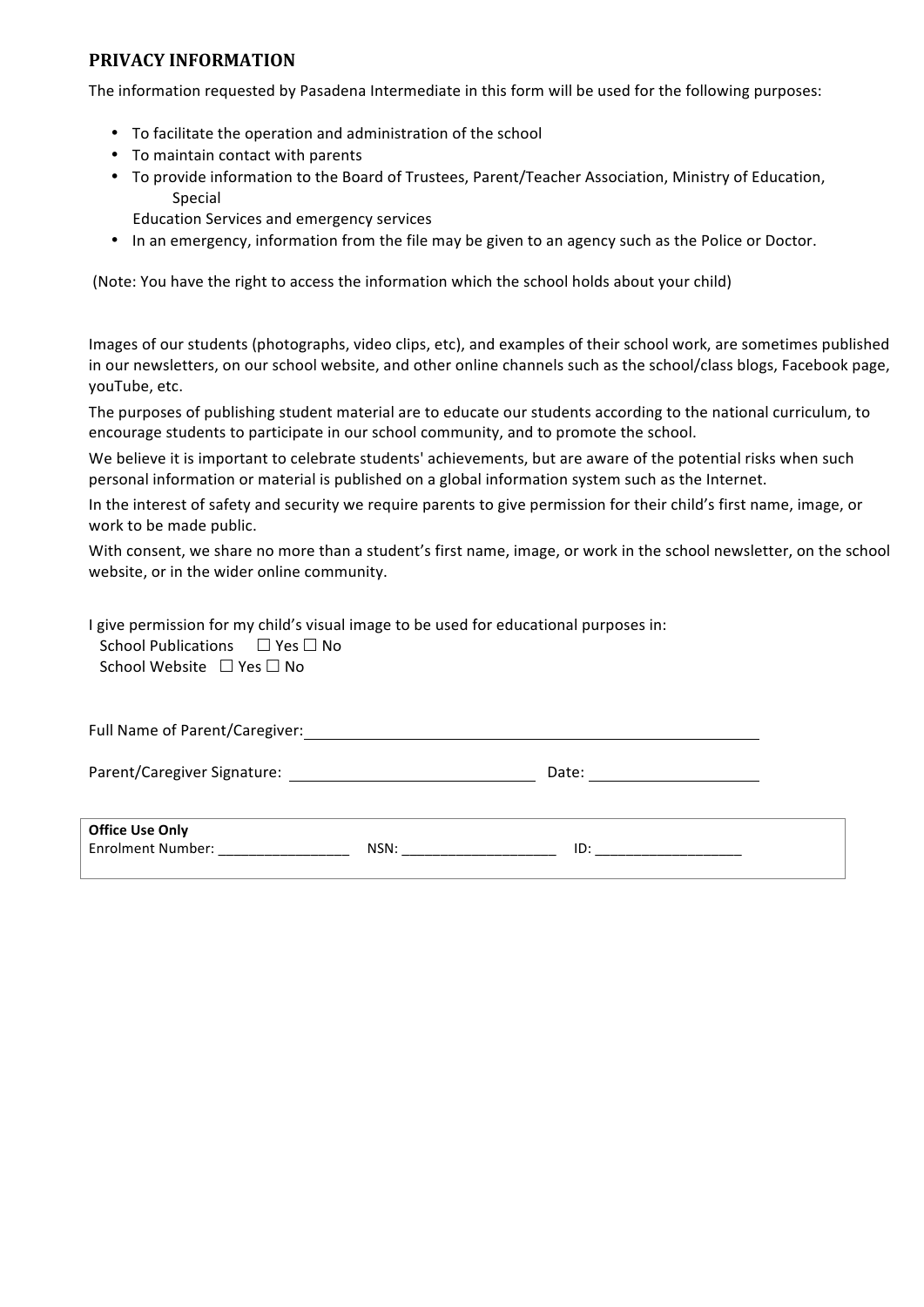## PRIVACY INFORMATION

The information requested by Pasadena Intermediate in this form will be used for the following purposes:

- To facilitate the operation and administration of the school
- To maintain contact with parents
- To provide information to the Board of Trustees, Parent/Teacher Association, Ministry of Education, Special Education Services and emergency services
- In an emergency, information from the file may be given to an agency such as the Police or Doctor.

(Note: You have the right to access the information which the school holds about your child)

Images of our students (photographs, video clips, etc), and examples of their school work, are sometimes published in our newsletters, on our school website, and other online channels such as the school/class blogs, Facebook page, youTube, etc.

The purposes of publishing student material are to educate our students according to the national curriculum, to encourage students to participate in our school community, and to promote the school.

We believe it is important to celebrate students' achievements, but are aware of the potential risks when such personal information or material is published on a global information system such as the Internet.

In the interest of safety and security we require parents to give permission for their child's first name, image, or work to be made public.

With consent, we share no more than a student's first name, image, or work in the school newsletter, on the school website, or in the wider online community.

I give permission for my child's visual image to be used for educational purposes in:

School Publications ☐ Yes ☐ No

School Website ☐ Yes ☐ No

Full Name of Parent/Caregiver: ____________________________________________

Parent/Caregiver Signature: ______________________ Date: _______________

**Office Use Only**

Enrolment Number: _________________ NSN: ____________________ ID: ___________________